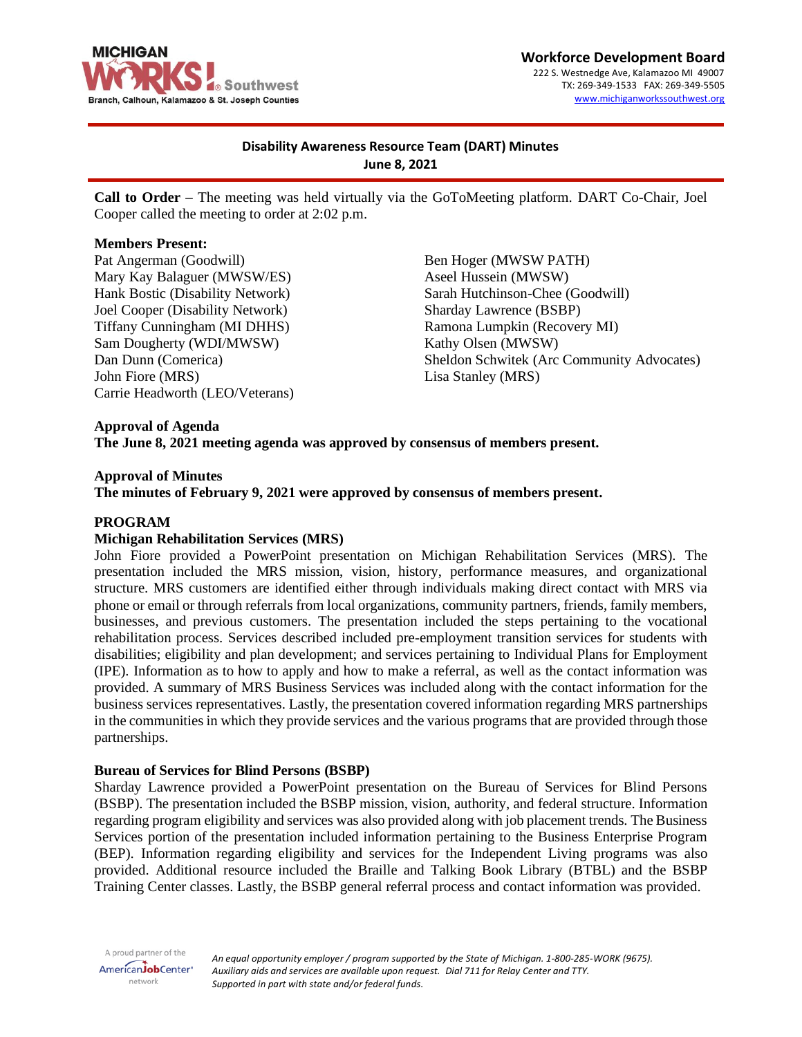**Workforce Development Board**
222 S. Westnedge Ave, Kalamazoo MI 49007
TX: 269-349-1533 FAX: 269-349-5505
www.michiganworkssouthwest.org

# Disability Awareness Resource Team (DART) Minutes
## June 8, 2021

**Call to Order –** The meeting was held virtually via the GoToMeeting platform. DART Co-Chair, Joel Cooper called the meeting to order at 2:02 p.m.

**Members Present:**

Pat Angerman (Goodwill)
Mary Kay Balaguer (MWSW/ES)
Hank Bostic (Disability Network)
Joel Cooper (Disability Network)
Tiffany Cunningham (MI DHHS)
Sam Dougherty (WDI/MWSW)
Dan Dunn (Comerica)
John Fiore (MRS)
Carrie Headworth (LEO/Veterans)
Ben Hoger (MWSW PATH)
Aseel Hussein (MWSW)
Sarah Hutchinson-Chee (Goodwill)
Sharday Lawrence (BSBP)
Ramona Lumpkin (Recovery MI)
Kathy Olsen (MWSW)
Sheldon Schwitek (Arc Community Advocates)
Lisa Stanley (MRS)

**Approval of Agenda**
**The June 8, 2021 meeting agenda was approved by consensus of members present.**

**Approval of Minutes**
**The minutes of February 9, 2021 were approved by consensus of members present.**

**PROGRAM**

**Michigan Rehabilitation Services (MRS)**
John Fiore provided a PowerPoint presentation on Michigan Rehabilitation Services (MRS). The presentation included the MRS mission, vision, history, performance measures, and organizational structure. MRS customers are identified either through individuals making direct contact with MRS via phone or email or through referrals from local organizations, community partners, friends, family members, businesses, and previous customers. The presentation included the steps pertaining to the vocational rehabilitation process. Services described included pre-employment transition services for students with disabilities; eligibility and plan development; and services pertaining to Individual Plans for Employment (IPE). Information as to how to apply and how to make a referral, as well as the contact information was provided. A summary of MRS Business Services was included along with the contact information for the business services representatives. Lastly, the presentation covered information regarding MRS partnerships in the communities in which they provide services and the various programs that are provided through those partnerships.

**Bureau of Services for Blind Persons (BSBP)**
Sharday Lawrence provided a PowerPoint presentation on the Bureau of Services for Blind Persons (BSBP). The presentation included the BSBP mission, vision, authority, and federal structure. Information regarding program eligibility and services was also provided along with job placement trends. The Business Services portion of the presentation included information pertaining to the Business Enterprise Program (BEP). Information regarding eligibility and services for the Independent Living programs was also provided. Additional resource included the Braille and Talking Book Library (BTBL) and the BSBP Training Center classes. Lastly, the BSBP general referral process and contact information was provided.

*An equal opportunity employer / program supported by the State of Michigan. 1-800-285-WORK (9675). Auxiliary aids and services are available upon request. Dial 711 for Relay Center and TTY. Supported in part with state and/or federal funds.*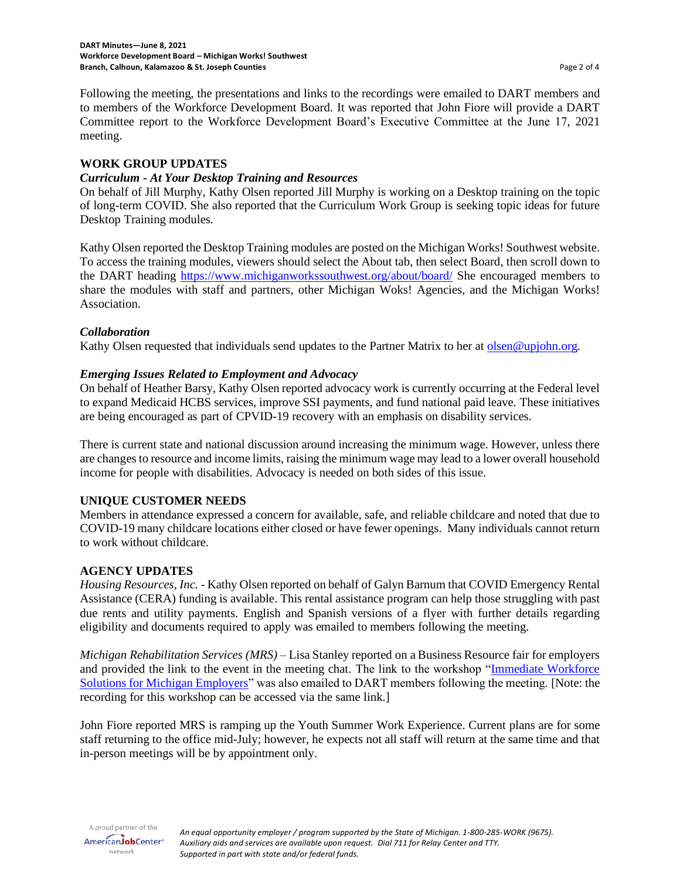Following the meeting, the presentations and links to the recordings were emailed to DART members and to members of the Workforce Development Board. It was reported that John Fiore will provide a DART Committee report to the Workforce Development Board's Executive Committee at the June 17, 2021 meeting.

## WORK GROUP UPDATES

### *Curriculum - At Your Desktop Training and Resources*

On behalf of Jill Murphy, Kathy Olsen reported Jill Murphy is working on a Desktop training on the topic of long-term COVID. She also reported that the Curriculum Work Group is seeking topic ideas for future Desktop Training modules.

Kathy Olsen reported the Desktop Training modules are posted on the Michigan Works! Southwest website. To access the training modules, viewers should select the About tab, then select Board, then scroll down to the DART heading https://www.michiganworkssouthwest.org/about/board/ She encouraged members to share the modules with staff and partners, other Michigan Woks! Agencies, and the Michigan Works! Association.

### *Collaboration*

Kathy Olsen requested that individuals send updates to the Partner Matrix to her at olsen@upjohn.org.

### *Emerging Issues Related to Employment and Advocacy*

On behalf of Heather Barsy, Kathy Olsen reported advocacy work is currently occurring at the Federal level to expand Medicaid HCBS services, improve SSI payments, and fund national paid leave. These initiatives are being encouraged as part of CPVID-19 recovery with an emphasis on disability services.

There is current state and national discussion around increasing the minimum wage. However, unless there are changes to resource and income limits, raising the minimum wage may lead to a lower overall household income for people with disabilities. Advocacy is needed on both sides of this issue.

## UNIQUE CUSTOMER NEEDS

Members in attendance expressed a concern for available, safe, and reliable childcare and noted that due to COVID-19 many childcare locations either closed or have fewer openings. Many individuals cannot return to work without childcare.

## AGENCY UPDATES

*Housing Resources, Inc.* - Kathy Olsen reported on behalf of Galyn Barnum that COVID Emergency Rental Assistance (CERA) funding is available. This rental assistance program can help those struggling with past due rents and utility payments. English and Spanish versions of a flyer with further details regarding eligibility and documents required to apply was emailed to members following the meeting.

*Michigan Rehabilitation Services (MRS)* – Lisa Stanley reported on a Business Resource fair for employers and provided the link to the event in the meeting chat. The link to the workshop "Immediate Workforce Solutions for Michigan Employers" was also emailed to DART members following the meeting. [Note: the recording for this workshop can be accessed via the same link.]

John Fiore reported MRS is ramping up the Youth Summer Work Experience. Current plans are for some staff returning to the office mid-July; however, he expects not all staff will return at the same time and that in-person meetings will be by appointment only.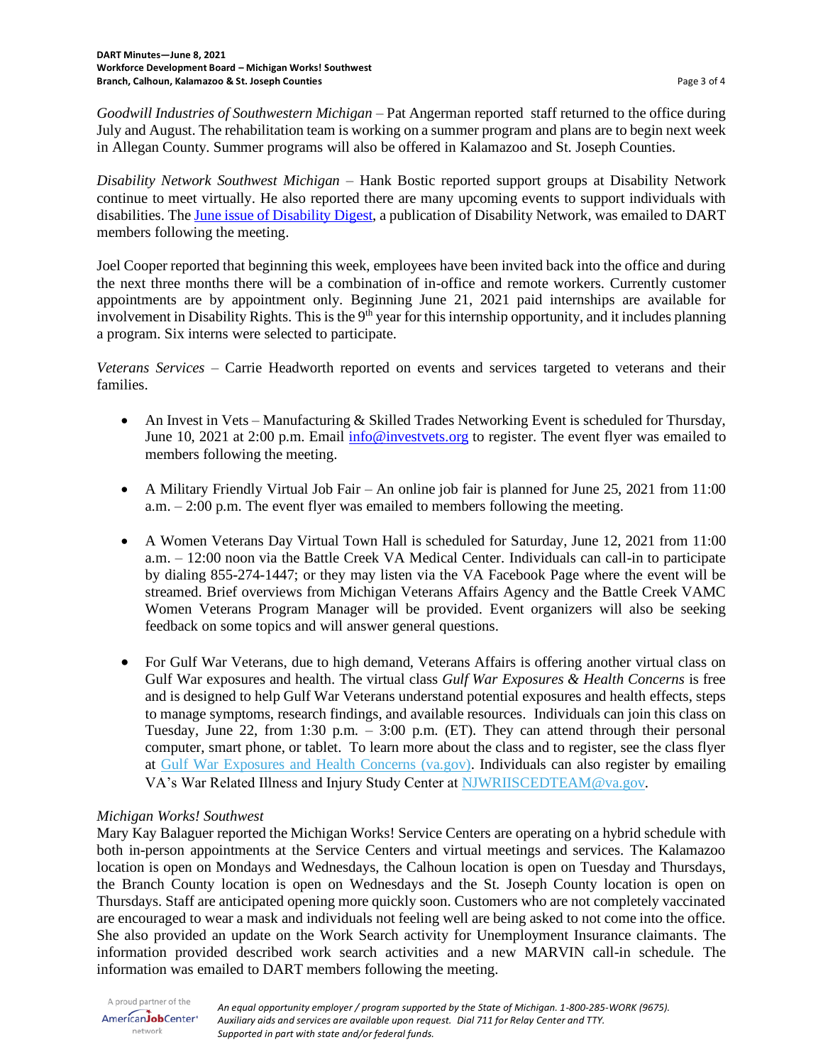*Goodwill Industries of Southwestern Michigan* – Pat Angerman reported staff returned to the office during July and August. The rehabilitation team is working on a summer program and plans are to begin next week in Allegan County. Summer programs will also be offered in Kalamazoo and St. Joseph Counties.

*Disability Network Southwest Michigan* – Hank Bostic reported support groups at Disability Network continue to meet virtually. He also reported there are many upcoming events to support individuals with disabilities. The June issue of Disability Digest, a publication of Disability Network, was emailed to DART members following the meeting.

Joel Cooper reported that beginning this week, employees have been invited back into the office and during the next three months there will be a combination of in-office and remote workers. Currently customer appointments are by appointment only. Beginning June 21, 2021 paid internships are available for involvement in Disability Rights. This is the 9th year for this internship opportunity, and it includes planning a program. Six interns were selected to participate.

*Veterans Services* – Carrie Headworth reported on events and services targeted to veterans and their families.

- An Invest in Vets – Manufacturing & Skilled Trades Networking Event is scheduled for Thursday, June 10, 2021 at 2:00 p.m. Email info@investvets.org to register. The event flyer was emailed to members following the meeting.

- A Military Friendly Virtual Job Fair – An online job fair is planned for June 25, 2021 from 11:00 a.m. – 2:00 p.m. The event flyer was emailed to members following the meeting.

- A Women Veterans Day Virtual Town Hall is scheduled for Saturday, June 12, 2021 from 11:00 a.m. – 12:00 noon via the Battle Creek VA Medical Center. Individuals can call-in to participate by dialing 855-274-1447; or they may listen via the VA Facebook Page where the event will be streamed. Brief overviews from Michigan Veterans Affairs Agency and the Battle Creek VAMC Women Veterans Program Manager will be provided. Event organizers will also be seeking feedback on some topics and will answer general questions.

- For Gulf War Veterans, due to high demand, Veterans Affairs is offering another virtual class on Gulf War exposures and health. The virtual class *Gulf War Exposures & Health Concerns* is free and is designed to help Gulf War Veterans understand potential exposures and health effects, steps to manage symptoms, research findings, and available resources. Individuals can join this class on Tuesday, June 22, from 1:30 p.m. – 3:00 p.m. (ET). They can attend through their personal computer, smart phone, or tablet. To learn more about the class and to register, see the class flyer at Gulf War Exposures and Health Concerns (va.gov). Individuals can also register by emailing VA's War Related Illness and Injury Study Center at NJWRIISCEDTEAM@va.gov.

*Michigan Works! Southwest*

Mary Kay Balaguer reported the Michigan Works! Service Centers are operating on a hybrid schedule with both in-person appointments at the Service Centers and virtual meetings and services. The Kalamazoo location is open on Mondays and Wednesdays, the Calhoun location is open on Tuesday and Thursdays, the Branch County location is open on Wednesdays and the St. Joseph County location is open on Thursdays. Staff are anticipated opening more quickly soon. Customers who are not completely vaccinated are encouraged to wear a mask and individuals not feeling well are being asked to not come into the office. She also provided an update on the Work Search activity for Unemployment Insurance claimants. The information provided described work search activities and a new MARVIN call-in schedule. The information was emailed to DART members following the meeting.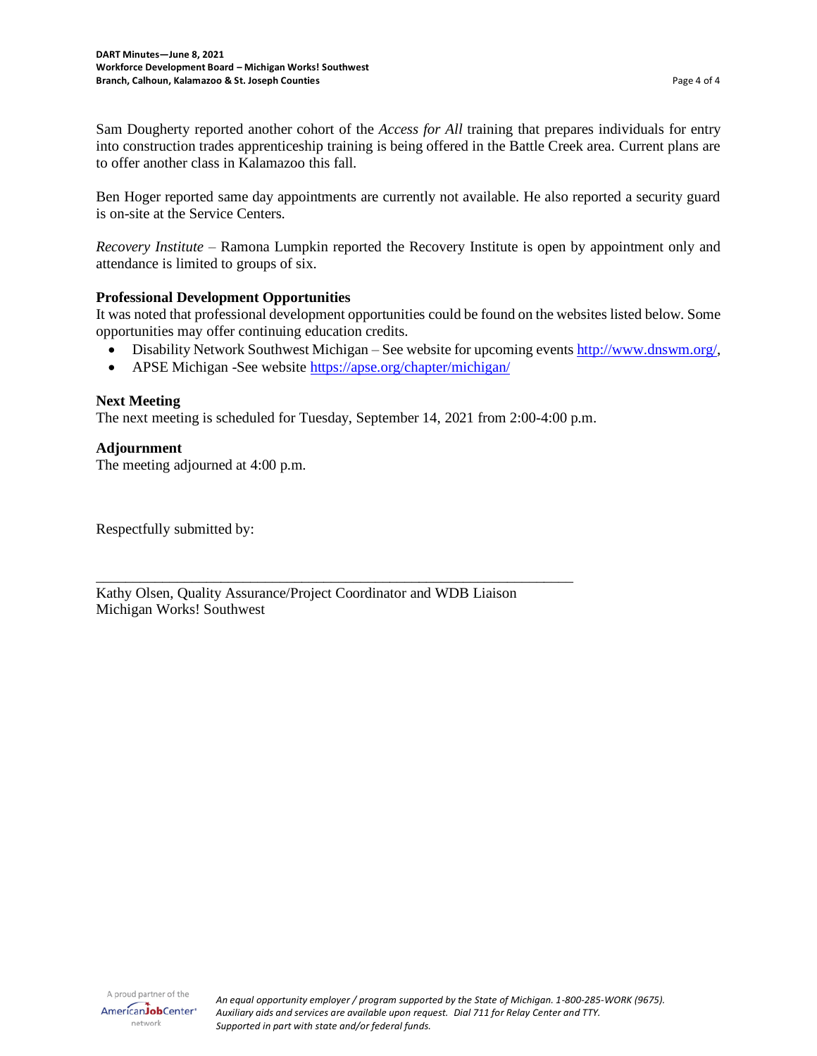Sam Dougherty reported another cohort of the *Access for All* training that prepares individuals for entry into construction trades apprenticeship training is being offered in the Battle Creek area. Current plans are to offer another class in Kalamazoo this fall.

Ben Hoger reported same day appointments are currently not available. He also reported a security guard is on-site at the Service Centers.

*Recovery Institute* – Ramona Lumpkin reported the Recovery Institute is open by appointment only and attendance is limited to groups of six.

**Professional Development Opportunities**

It was noted that professional development opportunities could be found on the websites listed below. Some opportunities may offer continuing education credits.

- Disability Network Southwest Michigan – See website for upcoming events http://www.dnswm.org/,
- APSE Michigan -See website https://apse.org/chapter/michigan/

**Next Meeting**

The next meeting is scheduled for Tuesday, September 14, 2021 from 2:00-4:00 p.m.

**Adjournment**

The meeting adjourned at 4:00 p.m.

Respectfully submitted by:

_______________________________________________________________

Kathy Olsen, Quality Assurance/Project Coordinator and WDB Liaison
Michigan Works! Southwest

A proud partner of the AmericanJobCenter network

*An equal opportunity employer / program supported by the State of Michigan. 1-800-285-WORK (9675). Auxiliary aids and services are available upon request. Dial 711 for Relay Center and TTY. Supported in part with state and/or federal funds.*